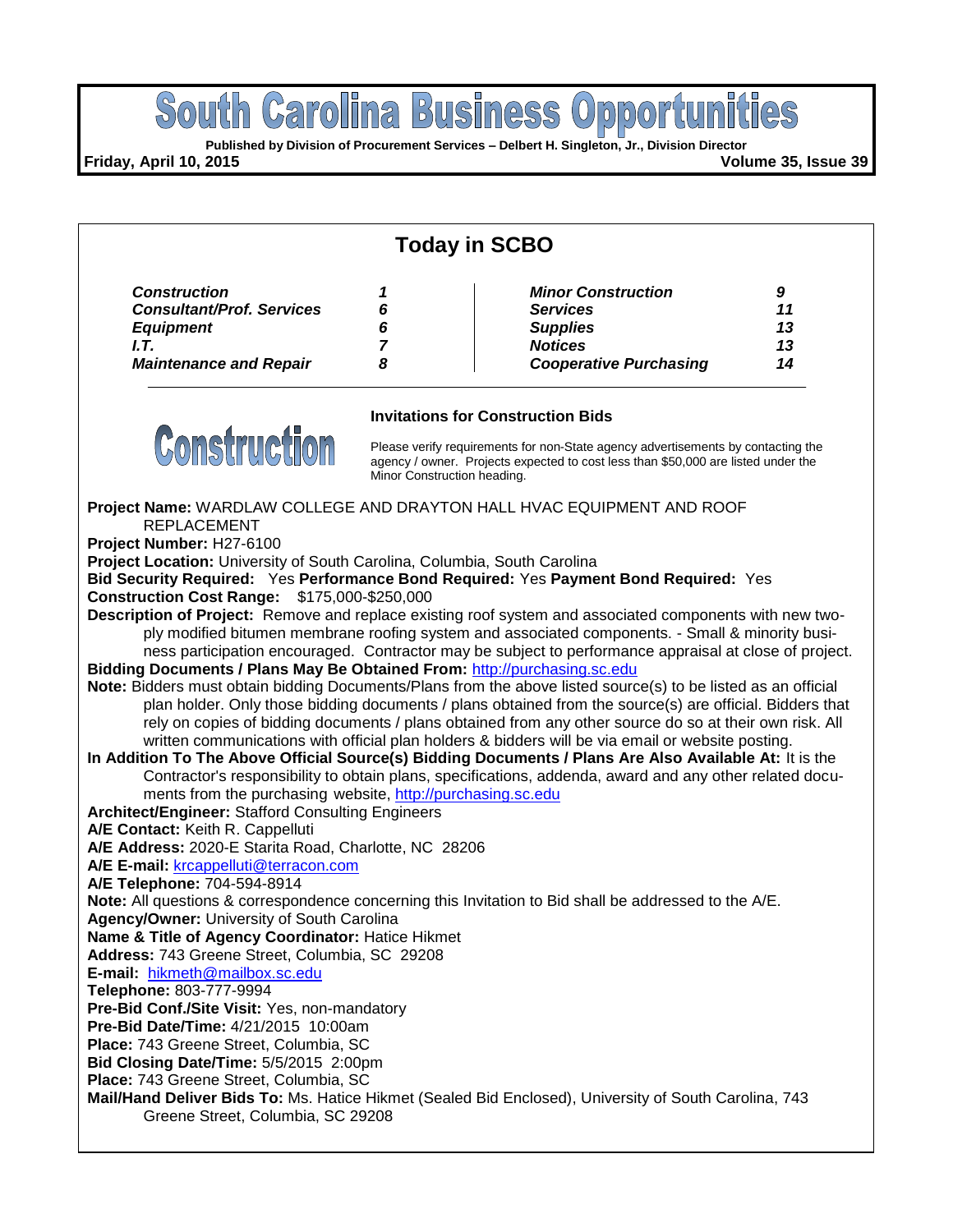# South Carolina Business Opportunities

**Published by Division of Procurement Services – Delbert H. Singleton, Jr., Division Director**

**Friday, April 10, 2015** **Volume 35, Issue 39**

## Today in SCBO

| | | | |
|---|---|---|---|
| ***Construction*** | ***1*** | ***Minor Construction*** | ***9*** |
| ***Consultant/Prof. Services*** | ***6*** | ***Services*** | ***11*** |
| ***Equipment*** | ***6*** | ***Supplies*** | ***13*** |
| ***I.T.*** | ***7*** | ***Notices*** | ***13*** |
| ***Maintenance and Repair*** | ***8*** | ***Cooperative Purchasing*** | ***14*** |

# Construction

### Invitations for Construction Bids

Please verify requirements for non-State agency advertisements by contacting the agency / owner. Projects expected to cost less than $50,000 are listed under the Minor Construction heading.

**Project Name:** WARDLAW COLLEGE AND DRAYTON HALL HVAC EQUIPMENT AND ROOF REPLACEMENT
**Project Number:** H27-6100
**Project Location:** University of South Carolina, Columbia, South Carolina
**Bid Security Required:** Yes **Performance Bond Required:** Yes **Payment Bond Required:** Yes
**Construction Cost Range:** $175,000-$250,000
**Description of Project:** Remove and replace existing roof system and associated components with new two-ply modified bitumen membrane roofing system and associated components. - Small & minority business participation encouraged. Contractor may be subject to performance appraisal at close of project.
**Bidding Documents / Plans May Be Obtained From:** http://purchasing.sc.edu
**Note:** Bidders must obtain bidding Documents/Plans from the above listed source(s) to be listed as an official plan holder. Only those bidding documents / plans obtained from the source(s) are official. Bidders that rely on copies of bidding documents / plans obtained from any other source do so at their own risk. All written communications with official plan holders & bidders will be via email or website posting.
**In Addition To The Above Official Source(s) Bidding Documents / Plans Are Also Available At:** It is the Contractor's responsibility to obtain plans, specifications, addenda, award and any other related documents from the purchasing website, http://purchasing.sc.edu
**Architect/Engineer:** Stafford Consulting Engineers
**A/E Contact:** Keith R. Cappelluti
**A/E Address:** 2020-E Starita Road, Charlotte, NC 28206
**A/E E-mail:** krcappelluti@terracon.com
**A/E Telephone:** 704-594-8914
**Note:** All questions & correspondence concerning this Invitation to Bid shall be addressed to the A/E.
**Agency/Owner:** University of South Carolina
**Name & Title of Agency Coordinator:** Hatice Hikmet
**Address:** 743 Greene Street, Columbia, SC 29208
**E-mail:** hikmeth@mailbox.sc.edu
**Telephone:** 803-777-9994
**Pre-Bid Conf./Site Visit:** Yes, non-mandatory
**Pre-Bid Date/Time:** 4/21/2015 10:00am
**Place:** 743 Greene Street, Columbia, SC
**Bid Closing Date/Time:** 5/5/2015 2:00pm
**Place:** 743 Greene Street, Columbia, SC
**Mail/Hand Deliver Bids To:** Ms. Hatice Hikmet (Sealed Bid Enclosed), University of South Carolina, 743 Greene Street, Columbia, SC 29208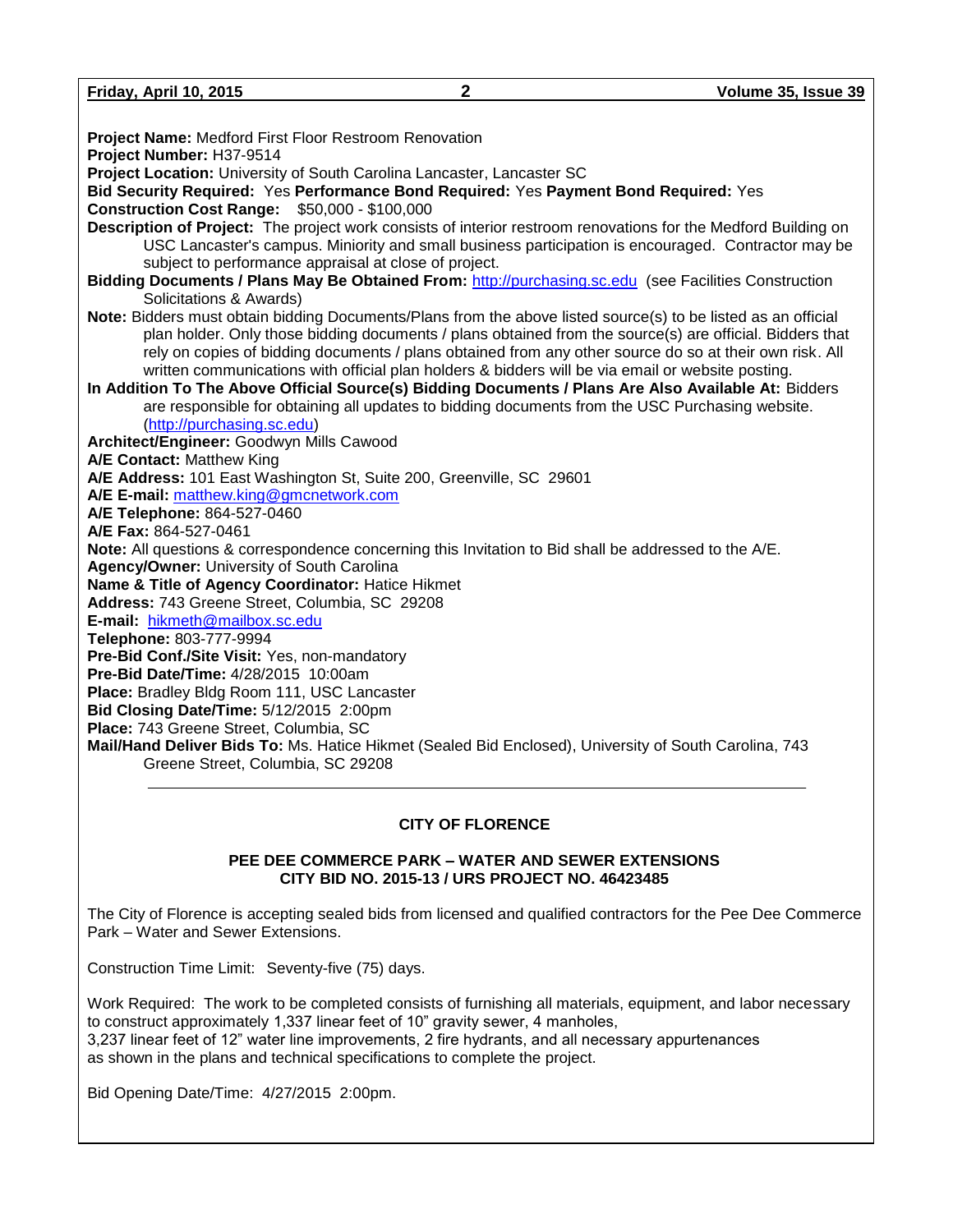**Project Name:** Medford First Floor Restroom Renovation
**Project Number:** H37-9514
**Project Location:** University of South Carolina Lancaster, Lancaster SC
**Bid Security Required:** Yes **Performance Bond Required:** Yes **Payment Bond Required:** Yes
**Construction Cost Range:** $50,000 - $100,000
**Description of Project:** The project work consists of interior restroom renovations for the Medford Building on USC Lancaster's campus. Miniority and small business participation is encouraged. Contractor may be subject to performance appraisal at close of project.
**Bidding Documents / Plans May Be Obtained From:** http://purchasing.sc.edu (see Facilities Construction Solicitations & Awards)
**Note:** Bidders must obtain bidding Documents/Plans from the above listed source(s) to be listed as an official plan holder. Only those bidding documents / plans obtained from the source(s) are official. Bidders that rely on copies of bidding documents / plans obtained from any other source do so at their own risk. All written communications with official plan holders & bidders will be via email or website posting.
**In Addition To The Above Official Source(s) Bidding Documents / Plans Are Also Available At:** Bidders are responsible for obtaining all updates to bidding documents from the USC Purchasing website. (http://purchasing.sc.edu)
**Architect/Engineer:** Goodwyn Mills Cawood
**A/E Contact:** Matthew King
**A/E Address:** 101 East Washington St, Suite 200, Greenville, SC 29601
**A/E E-mail:** matthew.king@gmcnetwork.com
**A/E Telephone:** 864-527-0460
**A/E Fax:** 864-527-0461
**Note:** All questions & correspondence concerning this Invitation to Bid shall be addressed to the A/E.
**Agency/Owner:** University of South Carolina
**Name & Title of Agency Coordinator:** Hatice Hikmet
**Address:** 743 Greene Street, Columbia, SC 29208
**E-mail:** hikmeth@mailbox.sc.edu
**Telephone:** 803-777-9994
**Pre-Bid Conf./Site Visit:** Yes, non-mandatory
**Pre-Bid Date/Time:** 4/28/2015 10:00am
**Place:** Bradley Bldg Room 111, USC Lancaster
**Bid Closing Date/Time:** 5/12/2015 2:00pm
**Place:** 743 Greene Street, Columbia, SC
**Mail/Hand Deliver Bids To:** Ms. Hatice Hikmet (Sealed Bid Enclosed), University of South Carolina, 743 Greene Street, Columbia, SC 29208

---

## CITY OF FLORENCE

### PEE DEE COMMERCE PARK – WATER AND SEWER EXTENSIONS
### CITY BID NO. 2015-13 / URS PROJECT NO. 46423485

The City of Florence is accepting sealed bids from licensed and qualified contractors for the Pee Dee Commerce Park – Water and Sewer Extensions.

Construction Time Limit: Seventy-five (75) days.

Work Required: The work to be completed consists of furnishing all materials, equipment, and labor necessary to construct approximately 1,337 linear feet of 10" gravity sewer, 4 manholes, 3,237 linear feet of 12" water line improvements, 2 fire hydrants, and all necessary appurtenances as shown in the plans and technical specifications to complete the project.

Bid Opening Date/Time: 4/27/2015 2:00pm.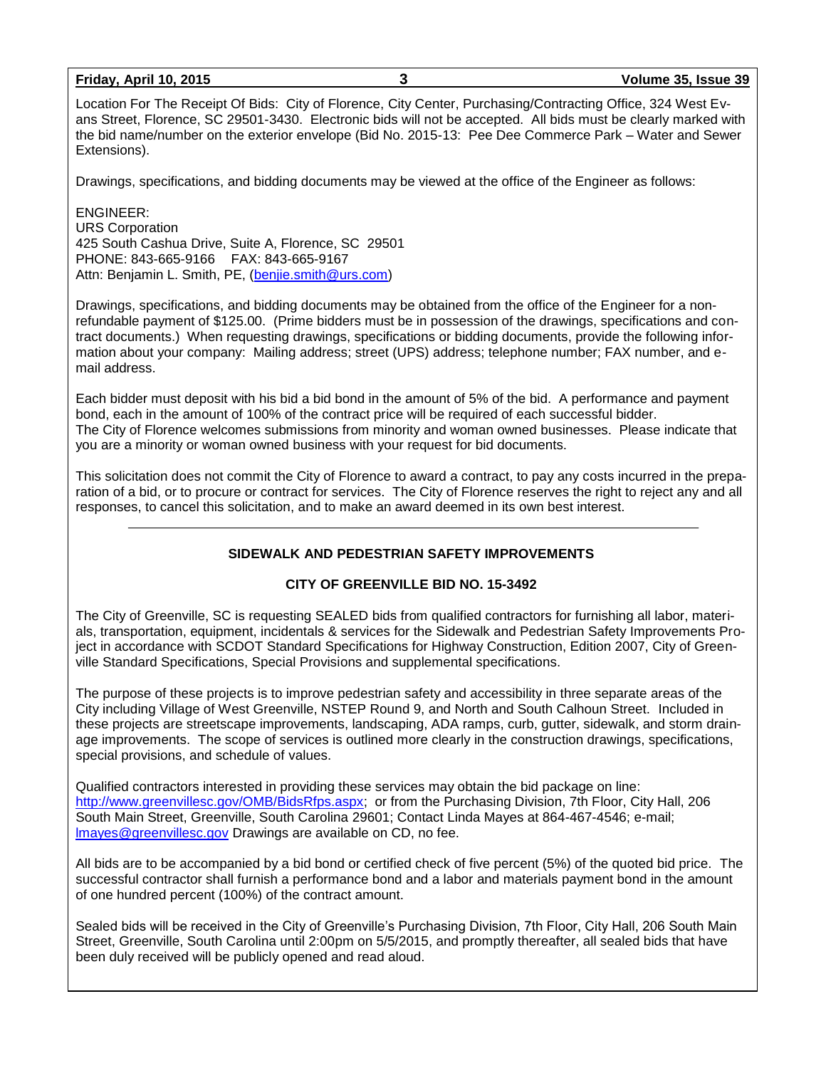Location For The Receipt Of Bids: City of Florence, City Center, Purchasing/Contracting Office, 324 West Evans Street, Florence, SC 29501-3430. Electronic bids will not be accepted. All bids must be clearly marked with the bid name/number on the exterior envelope (Bid No. 2015-13: Pee Dee Commerce Park – Water and Sewer Extensions).

Drawings, specifications, and bidding documents may be viewed at the office of the Engineer as follows:

ENGINEER:
URS Corporation
425 South Cashua Drive, Suite A, Florence, SC 29501
PHONE: 843-665-9166 FAX: 843-665-9167
Attn: Benjamin L. Smith, PE, (benjie.smith@urs.com)

Drawings, specifications, and bidding documents may be obtained from the office of the Engineer for a non-refundable payment of $125.00. (Prime bidders must be in possession of the drawings, specifications and contract documents.) When requesting drawings, specifications or bidding documents, provide the following information about your company: Mailing address; street (UPS) address; telephone number; FAX number, and e-mail address.

Each bidder must deposit with his bid a bid bond in the amount of 5% of the bid. A performance and payment bond, each in the amount of 100% of the contract price will be required of each successful bidder. The City of Florence welcomes submissions from minority and woman owned businesses. Please indicate that you are a minority or woman owned business with your request for bid documents.

This solicitation does not commit the City of Florence to award a contract, to pay any costs incurred in the preparation of a bid, or to procure or contract for services. The City of Florence reserves the right to reject any and all responses, to cancel this solicitation, and to make an award deemed in its own best interest.

---

## SIDEWALK AND PEDESTRIAN SAFETY IMPROVEMENTS

### CITY OF GREENVILLE BID NO. 15-3492

The City of Greenville, SC is requesting SEALED bids from qualified contractors for furnishing all labor, materials, transportation, equipment, incidentals & services for the Sidewalk and Pedestrian Safety Improvements Project in accordance with SCDOT Standard Specifications for Highway Construction, Edition 2007, City of Greenville Standard Specifications, Special Provisions and supplemental specifications.

The purpose of these projects is to improve pedestrian safety and accessibility in three separate areas of the City including Village of West Greenville, NSTEP Round 9, and North and South Calhoun Street. Included in these projects are streetscape improvements, landscaping, ADA ramps, curb, gutter, sidewalk, and storm drainage improvements. The scope of services is outlined more clearly in the construction drawings, specifications, special provisions, and schedule of values.

Qualified contractors interested in providing these services may obtain the bid package on line: http://www.greenvillesc.gov/OMB/BidsRfps.aspx; or from the Purchasing Division, 7th Floor, City Hall, 206 South Main Street, Greenville, South Carolina 29601; Contact Linda Mayes at 864-467-4546; e-mail; lmayes@greenvillesc.gov Drawings are available on CD, no fee.

All bids are to be accompanied by a bid bond or certified check of five percent (5%) of the quoted bid price. The successful contractor shall furnish a performance bond and a labor and materials payment bond in the amount of one hundred percent (100%) of the contract amount.

Sealed bids will be received in the City of Greenville's Purchasing Division, 7th Floor, City Hall, 206 South Main Street, Greenville, South Carolina until 2:00pm on 5/5/2015, and promptly thereafter, all sealed bids that have been duly received will be publicly opened and read aloud.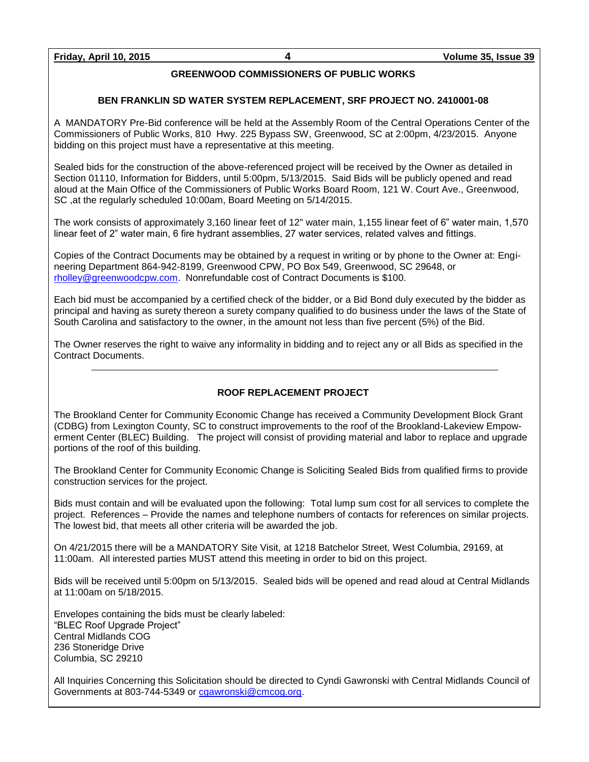## GREENWOOD COMMISSIONERS OF PUBLIC WORKS

### BEN FRANKLIN SD WATER SYSTEM REPLACEMENT, SRF PROJECT NO. 2410001-08

A MANDATORY Pre-Bid conference will be held at the Assembly Room of the Central Operations Center of the Commissioners of Public Works, 810 Hwy. 225 Bypass SW, Greenwood, SC at 2:00pm, 4/23/2015. Anyone bidding on this project must have a representative at this meeting.

Sealed bids for the construction of the above-referenced project will be received by the Owner as detailed in Section 01110, Information for Bidders, until 5:00pm, 5/13/2015. Said Bids will be publicly opened and read aloud at the Main Office of the Commissioners of Public Works Board Room, 121 W. Court Ave., Greenwood, SC ,at the regularly scheduled 10:00am, Board Meeting on 5/14/2015.

The work consists of approximately 3,160 linear feet of 12" water main, 1,155 linear feet of 6" water main, 1,570 linear feet of 2" water main, 6 fire hydrant assemblies, 27 water services, related valves and fittings.

Copies of the Contract Documents may be obtained by a request in writing or by phone to the Owner at: Engineering Department 864-942-8199, Greenwood CPW, PO Box 549, Greenwood, SC 29648, or rholley@greenwoodcpw.com. Nonrefundable cost of Contract Documents is $100.

Each bid must be accompanied by a certified check of the bidder, or a Bid Bond duly executed by the bidder as principal and having as surety thereon a surety company qualified to do business under the laws of the State of South Carolina and satisfactory to the owner, in the amount not less than five percent (5%) of the Bid.

The Owner reserves the right to waive any informality in bidding and to reject any or all Bids as specified in the Contract Documents.

---

### ROOF REPLACEMENT PROJECT

The Brookland Center for Community Economic Change has received a Community Development Block Grant (CDBG) from Lexington County, SC to construct improvements to the roof of the Brookland-Lakeview Empowerment Center (BLEC) Building. The project will consist of providing material and labor to replace and upgrade portions of the roof of this building.

The Brookland Center for Community Economic Change is Soliciting Sealed Bids from qualified firms to provide construction services for the project.

Bids must contain and will be evaluated upon the following: Total lump sum cost for all services to complete the project. References – Provide the names and telephone numbers of contacts for references on similar projects. The lowest bid, that meets all other criteria will be awarded the job.

On 4/21/2015 there will be a MANDATORY Site Visit, at 1218 Batchelor Street, West Columbia, 29169, at 11:00am. All interested parties MUST attend this meeting in order to bid on this project.

Bids will be received until 5:00pm on 5/13/2015. Sealed bids will be opened and read aloud at Central Midlands at 11:00am on 5/18/2015.

Envelopes containing the bids must be clearly labeled:
"BLEC Roof Upgrade Project"
Central Midlands COG
236 Stoneridge Drive
Columbia, SC 29210

All Inquiries Concerning this Solicitation should be directed to Cyndi Gawronski with Central Midlands Council of Governments at 803-744-5349 or cgawronski@cmcog.org.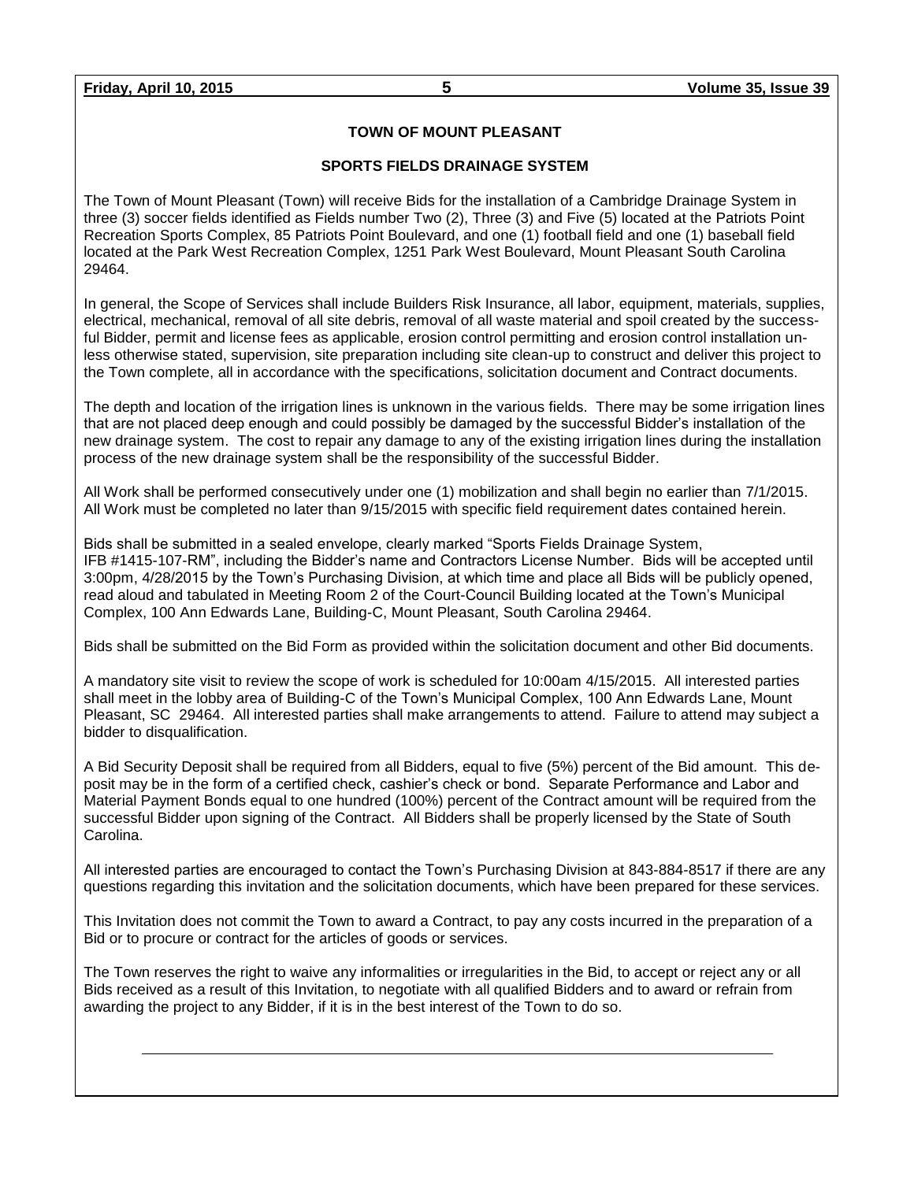## TOWN OF MOUNT PLEASANT

### SPORTS FIELDS DRAINAGE SYSTEM

The Town of Mount Pleasant (Town) will receive Bids for the installation of a Cambridge Drainage System in three (3) soccer fields identified as Fields number Two (2), Three (3) and Five (5) located at the Patriots Point Recreation Sports Complex, 85 Patriots Point Boulevard, and one (1) football field and one (1) baseball field located at the Park West Recreation Complex, 1251 Park West Boulevard, Mount Pleasant South Carolina 29464.

In general, the Scope of Services shall include Builders Risk Insurance, all labor, equipment, materials, supplies, electrical, mechanical, removal of all site debris, removal of all waste material and spoil created by the successful Bidder, permit and license fees as applicable, erosion control permitting and erosion control installation unless otherwise stated, supervision, site preparation including site clean-up to construct and deliver this project to the Town complete, all in accordance with the specifications, solicitation document and Contract documents.

The depth and location of the irrigation lines is unknown in the various fields. There may be some irrigation lines that are not placed deep enough and could possibly be damaged by the successful Bidder's installation of the new drainage system. The cost to repair any damage to any of the existing irrigation lines during the installation process of the new drainage system shall be the responsibility of the successful Bidder.

All Work shall be performed consecutively under one (1) mobilization and shall begin no earlier than 7/1/2015. All Work must be completed no later than 9/15/2015 with specific field requirement dates contained herein.

Bids shall be submitted in a sealed envelope, clearly marked "Sports Fields Drainage System, IFB #1415-107-RM", including the Bidder's name and Contractors License Number. Bids will be accepted until 3:00pm, 4/28/2015 by the Town's Purchasing Division, at which time and place all Bids will be publicly opened, read aloud and tabulated in Meeting Room 2 of the Court-Council Building located at the Town's Municipal Complex, 100 Ann Edwards Lane, Building-C, Mount Pleasant, South Carolina 29464.

Bids shall be submitted on the Bid Form as provided within the solicitation document and other Bid documents.

A mandatory site visit to review the scope of work is scheduled for 10:00am 4/15/2015. All interested parties shall meet in the lobby area of Building-C of the Town's Municipal Complex, 100 Ann Edwards Lane, Mount Pleasant, SC 29464. All interested parties shall make arrangements to attend. Failure to attend may subject a bidder to disqualification.

A Bid Security Deposit shall be required from all Bidders, equal to five (5%) percent of the Bid amount. This deposit may be in the form of a certified check, cashier's check or bond. Separate Performance and Labor and Material Payment Bonds equal to one hundred (100%) percent of the Contract amount will be required from the successful Bidder upon signing of the Contract. All Bidders shall be properly licensed by the State of South Carolina.

All interested parties are encouraged to contact the Town's Purchasing Division at 843-884-8517 if there are any questions regarding this invitation and the solicitation documents, which have been prepared for these services.

This Invitation does not commit the Town to award a Contract, to pay any costs incurred in the preparation of a Bid or to procure or contract for the articles of goods or services.

The Town reserves the right to waive any informalities or irregularities in the Bid, to accept or reject any or all Bids received as a result of this Invitation, to negotiate with all qualified Bidders and to award or refrain from awarding the project to any Bidder, if it is in the best interest of the Town to do so.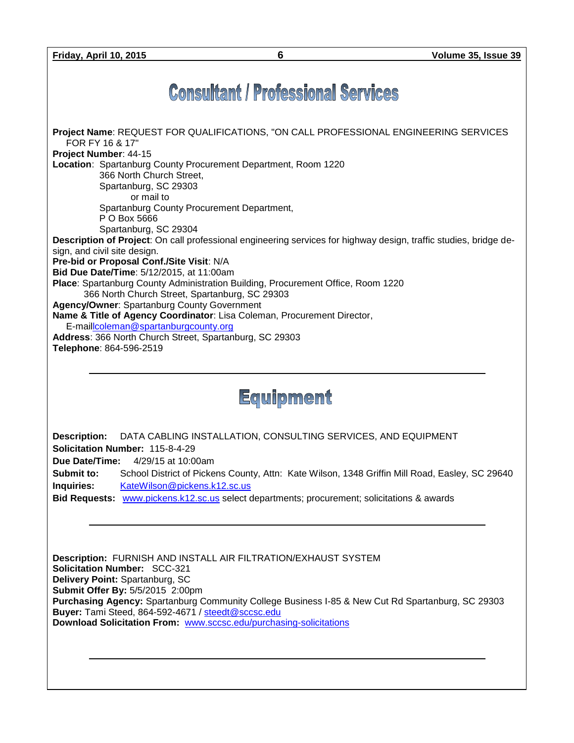# Consultant / Professional Services

**Project Name**: REQUEST FOR QUALIFICATIONS, "ON CALL PROFESSIONAL ENGINEERING SERVICES FOR FY 16 & 17"
**Project Number**: 44-15
**Location**: Spartanburg County Procurement Department, Room 1220
366 North Church Street,
Spartanburg, SC 29303
or mail to
Spartanburg County Procurement Department,
P O Box 5666
Spartanburg, SC 29304
**Description of Project**: On call professional engineering services for highway design, traffic studies, bridge design, and civil site design.
**Pre-bid or Proposal Conf./Site Visit**: N/A
**Bid Due Date/Time**: 5/12/2015, at 11:00am
**Place**: Spartanburg County Administration Building, Procurement Office, Room 1220
366 North Church Street, Spartanburg, SC 29303
**Agency/Owner**: Spartanburg County Government
**Name & Title of Agency Coordinator**: Lisa Coleman, Procurement Director,
E-maillcoleman@spartanburgcounty.org
**Address**: 366 North Church Street, Spartanburg, SC 29303
**Telephone**: 864-596-2519

---

# Equipment

**Description:** DATA CABLING INSTALLATION, CONSULTING SERVICES, AND EQUIPMENT
**Solicitation Number:** 115-8-4-29
**Due Date/Time:** 4/29/15 at 10:00am
**Submit to:** School District of Pickens County, Attn: Kate Wilson, 1348 Griffin Mill Road, Easley, SC 29640
**Inquiries:** KateWilson@pickens.k12.sc.us
**Bid Requests:** www.pickens.k12.sc.us select departments; procurement; solicitations & awards

---

**Description:** FURNISH AND INSTALL AIR FILTRATION/EXHAUST SYSTEM
**Solicitation Number:** SCC-321
**Delivery Point:** Spartanburg, SC
**Submit Offer By:** 5/5/2015 2:00pm
**Purchasing Agency:** Spartanburg Community College Business I-85 & New Cut Rd Spartanburg, SC 29303
**Buyer:** Tami Steed, 864-592-4671 / steedt@sccsc.edu
**Download Solicitation From:** www.sccsc.edu/purchasing-solicitations

---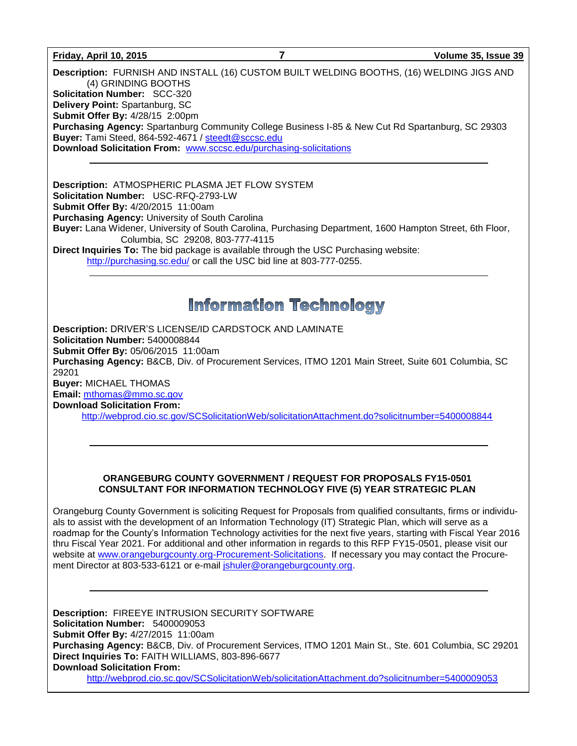**Description:** FURNISH AND INSTALL (16) CUSTOM BUILT WELDING BOOTHS, (16) WELDING JIGS AND (4) GRINDING BOOTHS
**Solicitation Number:** SCC-320
**Delivery Point:** Spartanburg, SC
**Submit Offer By:** 4/28/15 2:00pm
**Purchasing Agency:** Spartanburg Community College Business I-85 & New Cut Rd Spartanburg, SC 29303
**Buyer:** Tami Steed, 864-592-4671 / steedt@sccsc.edu
**Download Solicitation From:** www.sccsc.edu/purchasing-solicitations

---

**Description:** ATMOSPHERIC PLASMA JET FLOW SYSTEM
**Solicitation Number:** USC-RFQ-2793-LW
**Submit Offer By:** 4/20/2015 11:00am
**Purchasing Agency:** University of South Carolina
**Buyer:** Lana Widener, University of South Carolina, Purchasing Department, 1600 Hampton Street, 6th Floor, Columbia, SC 29208, 803-777-4115
**Direct Inquiries To:** The bid package is available through the USC Purchasing website: http://purchasing.sc.edu/ or call the USC bid line at 803-777-0255.

---

# Information Technology

**Description:** DRIVER'S LICENSE/ID CARDSTOCK AND LAMINATE
**Solicitation Number:** 5400008844
**Submit Offer By:** 05/06/2015 11:00am
**Purchasing Agency:** B&CB, Div. of Procurement Services, ITMO 1201 Main Street, Suite 601 Columbia, SC 29201
**Buyer:** MICHAEL THOMAS
**Email:** mthomas@mmo.sc.gov
**Download Solicitation From:**
http://webprod.cio.sc.gov/SCSolicitationWeb/solicitationAttachment.do?solicitnumber=5400008844

---

**ORANGEBURG COUNTY GOVERNMENT / REQUEST FOR PROPOSALS FY15-0501**
**CONSULTANT FOR INFORMATION TECHNOLOGY FIVE (5) YEAR STRATEGIC PLAN**

Orangeburg County Government is soliciting Request for Proposals from qualified consultants, firms or individuals to assist with the development of an Information Technology (IT) Strategic Plan, which will serve as a roadmap for the County's Information Technology activities for the next five years, starting with Fiscal Year 2016 thru Fiscal Year 2021. For additional and other information in regards to this RFP FY15-0501, please visit our website at www.orangeburgcounty.org-Procurement-Solicitations. If necessary you may contact the Procurement Director at 803-533-6121 or e-mail jshuler@orangeburgcounty.org.

---

**Description:** FIREEYE INTRUSION SECURITY SOFTWARE
**Solicitation Number:** 5400009053
**Submit Offer By:** 4/27/2015 11:00am
**Purchasing Agency:** B&CB, Div. of Procurement Services, ITMO 1201 Main St., Ste. 601 Columbia, SC 29201
**Direct Inquiries To:** FAITH WILLIAMS, 803-896-6677
**Download Solicitation From:**
http://webprod.cio.sc.gov/SCSolicitationWeb/solicitationAttachment.do?solicitnumber=5400009053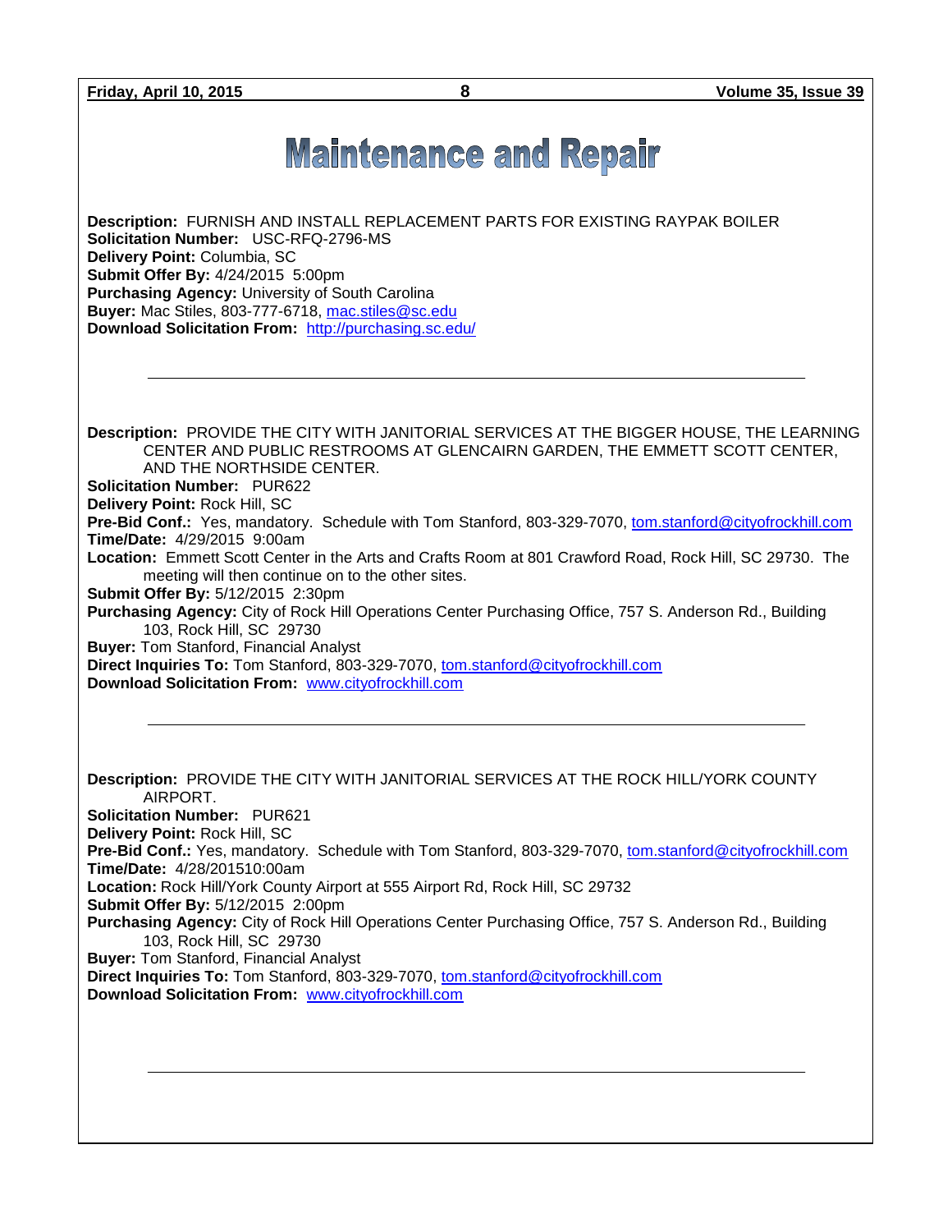# Maintenance and Repair

**Description:** FURNISH AND INSTALL REPLACEMENT PARTS FOR EXISTING RAYPAK BOILER
**Solicitation Number:** USC-RFQ-2796-MS
**Delivery Point:** Columbia, SC
**Submit Offer By:** 4/24/2015 5:00pm
**Purchasing Agency:** University of South Carolina
**Buyer:** Mac Stiles, 803-777-6718, mac.stiles@sc.edu
**Download Solicitation From:** http://purchasing.sc.edu/

---

**Description:** PROVIDE THE CITY WITH JANITORIAL SERVICES AT THE BIGGER HOUSE, THE LEARNING CENTER AND PUBLIC RESTROOMS AT GLENCAIRN GARDEN, THE EMMETT SCOTT CENTER, AND THE NORTHSIDE CENTER.
**Solicitation Number:** PUR622
**Delivery Point:** Rock Hill, SC
**Pre-Bid Conf.:** Yes, mandatory. Schedule with Tom Stanford, 803-329-7070, tom.stanford@cityofrockhill.com
**Time/Date:** 4/29/2015 9:00am
**Location:** Emmett Scott Center in the Arts and Crafts Room at 801 Crawford Road, Rock Hill, SC 29730. The meeting will then continue on to the other sites.
**Submit Offer By:** 5/12/2015 2:30pm
**Purchasing Agency:** City of Rock Hill Operations Center Purchasing Office, 757 S. Anderson Rd., Building 103, Rock Hill, SC 29730
**Buyer:** Tom Stanford, Financial Analyst
**Direct Inquiries To:** Tom Stanford, 803-329-7070, tom.stanford@cityofrockhill.com
**Download Solicitation From:** www.cityofrockhill.com

---

**Description:** PROVIDE THE CITY WITH JANITORIAL SERVICES AT THE ROCK HILL/YORK COUNTY AIRPORT.
**Solicitation Number:** PUR621
**Delivery Point:** Rock Hill, SC
**Pre-Bid Conf.:** Yes, mandatory. Schedule with Tom Stanford, 803-329-7070, tom.stanford@cityofrockhill.com
**Time/Date:** 4/28/201510:00am
**Location:** Rock Hill/York County Airport at 555 Airport Rd, Rock Hill, SC 29732
**Submit Offer By:** 5/12/2015 2:00pm
**Purchasing Agency:** City of Rock Hill Operations Center Purchasing Office, 757 S. Anderson Rd., Building 103, Rock Hill, SC 29730
**Buyer:** Tom Stanford, Financial Analyst
**Direct Inquiries To:** Tom Stanford, 803-329-7070, tom.stanford@cityofrockhill.com
**Download Solicitation From:** www.cityofrockhill.com

---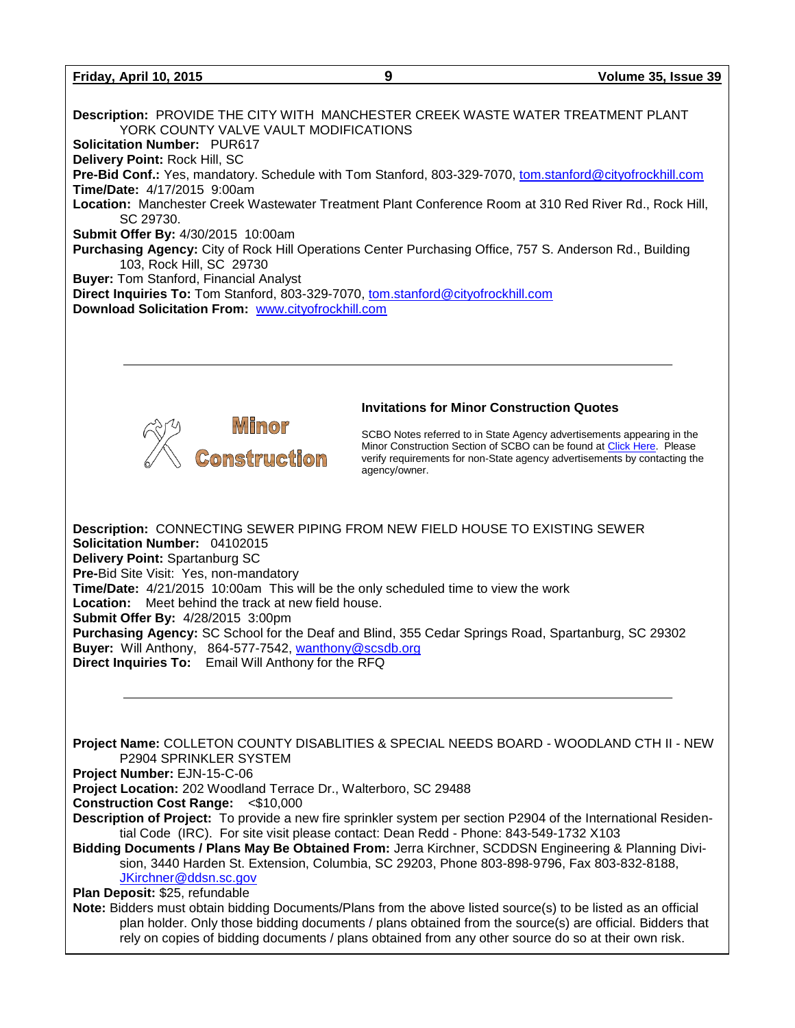**Description:** PROVIDE THE CITY WITH MANCHESTER CREEK WASTE WATER TREATMENT PLANT YORK COUNTY VALVE VAULT MODIFICATIONS
**Solicitation Number:** PUR617
**Delivery Point:** Rock Hill, SC
**Pre-Bid Conf.:** Yes, mandatory. Schedule with Tom Stanford, 803-329-7070, tom.stanford@cityofrockhill.com
**Time/Date:** 4/17/2015 9:00am
**Location:** Manchester Creek Wastewater Treatment Plant Conference Room at 310 Red River Rd., Rock Hill, SC 29730.
**Submit Offer By:** 4/30/2015 10:00am
**Purchasing Agency:** City of Rock Hill Operations Center Purchasing Office, 757 S. Anderson Rd., Building 103, Rock Hill, SC 29730
**Buyer:** Tom Stanford, Financial Analyst
**Direct Inquiries To:** Tom Stanford, 803-329-7070, tom.stanford@cityofrockhill.com
**Download Solicitation From:** www.cityofrockhill.com

---

## Minor Construction

### Invitations for Minor Construction Quotes

SCBO Notes referred to in State Agency advertisements appearing in the Minor Construction Section of SCBO can be found at Click Here. Please verify requirements for non-State agency advertisements by contacting the agency/owner.

**Description:** CONNECTING SEWER PIPING FROM NEW FIELD HOUSE TO EXISTING SEWER
**Solicitation Number:** 04102015
**Delivery Point:** Spartanburg SC
**Pre-**Bid Site Visit: Yes, non-mandatory
**Time/Date:** 4/21/2015 10:00am This will be the only scheduled time to view the work
**Location:** Meet behind the track at new field house.
**Submit Offer By:** 4/28/2015 3:00pm
**Purchasing Agency:** SC School for the Deaf and Blind, 355 Cedar Springs Road, Spartanburg, SC 29302
**Buyer:** Will Anthony, 864-577-7542, wanthony@scsdb.org
**Direct Inquiries To:** Email Will Anthony for the RFQ

---

**Project Name:** COLLETON COUNTY DISABLITIES & SPECIAL NEEDS BOARD - WOODLAND CTH II - NEW P2904 SPRINKLER SYSTEM
**Project Number:** EJN-15-C-06
**Project Location:** 202 Woodland Terrace Dr., Walterboro, SC 29488
**Construction Cost Range:** <$10,000
**Description of Project:** To provide a new fire sprinkler system per section P2904 of the International Residential Code (IRC). For site visit please contact: Dean Redd - Phone: 843-549-1732 X103
**Bidding Documents / Plans May Be Obtained From:** Jerra Kirchner, SCDDSN Engineering & Planning Division, 3440 Harden St. Extension, Columbia, SC 29203, Phone 803-898-9796, Fax 803-832-8188, JKirchner@ddsn.sc.gov
**Plan Deposit:** $25, refundable
**Note:** Bidders must obtain bidding Documents/Plans from the above listed source(s) to be listed as an official plan holder. Only those bidding documents / plans obtained from the source(s) are official. Bidders that rely on copies of bidding documents / plans obtained from any other source do so at their own risk.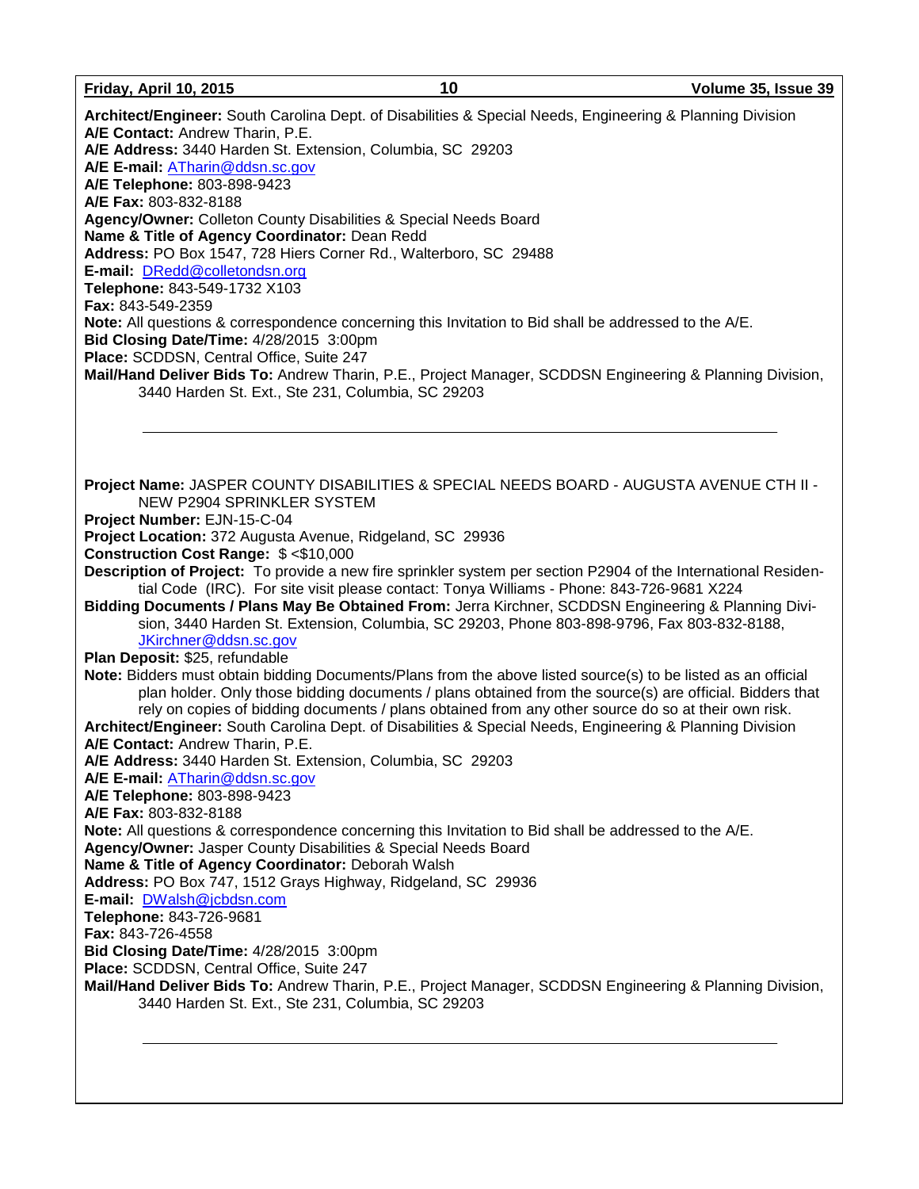**Architect/Engineer:** South Carolina Dept. of Disabilities & Special Needs, Engineering & Planning Division
**A/E Contact:** Andrew Tharin, P.E.
**A/E Address:** 3440 Harden St. Extension, Columbia, SC 29203
**A/E E-mail:** ATharin@ddsn.sc.gov
**A/E Telephone:** 803-898-9423
**A/E Fax:** 803-832-8188
**Agency/Owner:** Colleton County Disabilities & Special Needs Board
**Name & Title of Agency Coordinator:** Dean Redd
**Address:** PO Box 1547, 728 Hiers Corner Rd., Walterboro, SC 29488
**E-mail:** DRedd@colletondsn.org
**Telephone:** 843-549-1732 X103
**Fax:** 843-549-2359
**Note:** All questions & correspondence concerning this Invitation to Bid shall be addressed to the A/E.
**Bid Closing Date/Time:** 4/28/2015 3:00pm
**Place:** SCDDSN, Central Office, Suite 247
**Mail/Hand Deliver Bids To:** Andrew Tharin, P.E., Project Manager, SCDDSN Engineering & Planning Division, 3440 Harden St. Ext., Ste 231, Columbia, SC 29203

---

**Project Name:** JASPER COUNTY DISABILITIES & SPECIAL NEEDS BOARD - AUGUSTA AVENUE CTH II - NEW P2904 SPRINKLER SYSTEM
**Project Number:** EJN-15-C-04
**Project Location:** 372 Augusta Avenue, Ridgeland, SC 29936
**Construction Cost Range:** $ <$10,000
**Description of Project:** To provide a new fire sprinkler system per section P2904 of the International Residential Code (IRC). For site visit please contact: Tonya Williams - Phone: 843-726-9681 X224
**Bidding Documents / Plans May Be Obtained From:** Jerra Kirchner, SCDDSN Engineering & Planning Division, 3440 Harden St. Extension, Columbia, SC 29203, Phone 803-898-9796, Fax 803-832-8188, JKirchner@ddsn.sc.gov
**Plan Deposit:** $25, refundable
**Note:** Bidders must obtain bidding Documents/Plans from the above listed source(s) to be listed as an official plan holder. Only those bidding documents / plans obtained from the source(s) are official. Bidders that rely on copies of bidding documents / plans obtained from any other source do so at their own risk.
**Architect/Engineer:** South Carolina Dept. of Disabilities & Special Needs, Engineering & Planning Division
**A/E Contact:** Andrew Tharin, P.E.
**A/E Address:** 3440 Harden St. Extension, Columbia, SC 29203
**A/E E-mail:** ATharin@ddsn.sc.gov
**A/E Telephone:** 803-898-9423
**A/E Fax:** 803-832-8188
**Note:** All questions & correspondence concerning this Invitation to Bid shall be addressed to the A/E.
**Agency/Owner:** Jasper County Disabilities & Special Needs Board
**Name & Title of Agency Coordinator:** Deborah Walsh
**Address:** PO Box 747, 1512 Grays Highway, Ridgeland, SC 29936
**E-mail:** DWalsh@jcbdsn.com
**Telephone:** 843-726-9681
**Fax:** 843-726-4558
**Bid Closing Date/Time:** 4/28/2015 3:00pm
**Place:** SCDDSN, Central Office, Suite 247
**Mail/Hand Deliver Bids To:** Andrew Tharin, P.E., Project Manager, SCDDSN Engineering & Planning Division, 3440 Harden St. Ext., Ste 231, Columbia, SC 29203

---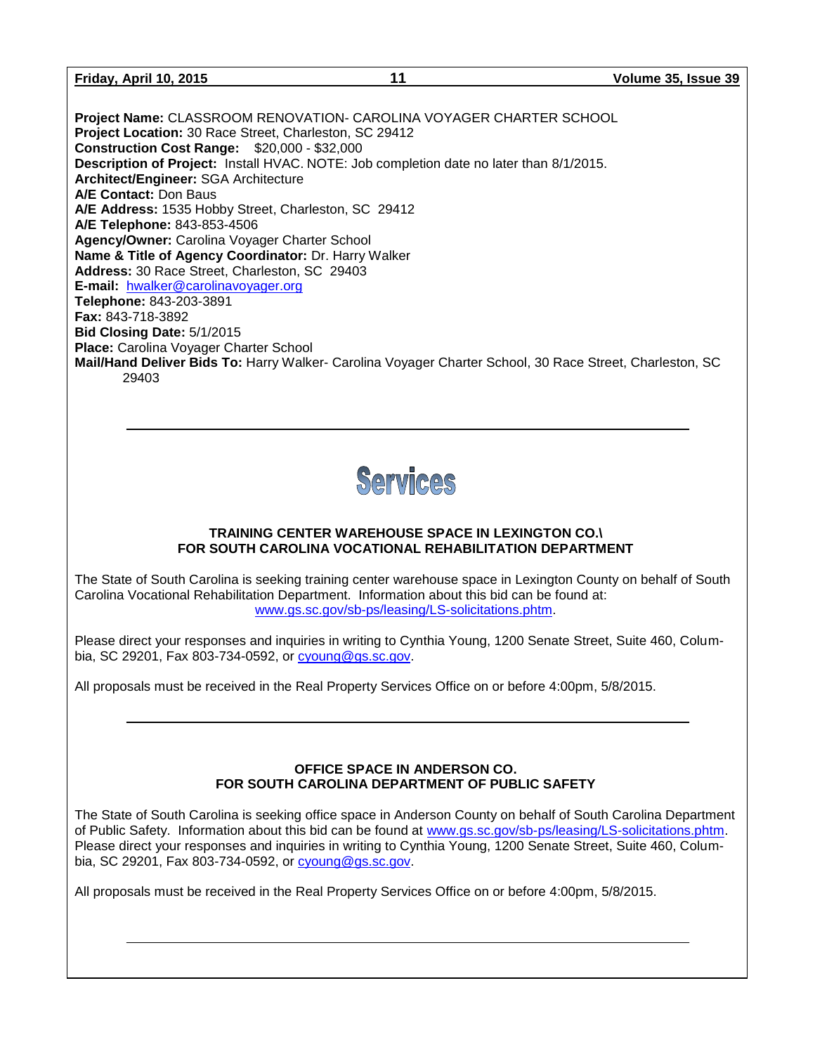**Project Name:** CLASSROOM RENOVATION- CAROLINA VOYAGER CHARTER SCHOOL
**Project Location:** 30 Race Street, Charleston, SC 29412
**Construction Cost Range:** $20,000 - $32,000
**Description of Project:** Install HVAC. NOTE: Job completion date no later than 8/1/2015.
**Architect/Engineer:** SGA Architecture
**A/E Contact:** Don Baus
**A/E Address:** 1535 Hobby Street, Charleston, SC 29412
**A/E Telephone:** 843-853-4506
**Agency/Owner:** Carolina Voyager Charter School
**Name & Title of Agency Coordinator:** Dr. Harry Walker
**Address:** 30 Race Street, Charleston, SC 29403
**E-mail:** hwalker@carolinavoyager.org
**Telephone:** 843-203-3891
**Fax:** 843-718-3892
**Bid Closing Date:** 5/1/2015
**Place:** Carolina Voyager Charter School
**Mail/Hand Deliver Bids To:** Harry Walker- Carolina Voyager Charter School, 30 Race Street, Charleston, SC 29403

---

# Services

### TRAINING CENTER WAREHOUSE SPACE IN LEXINGTON CO.\ FOR SOUTH CAROLINA VOCATIONAL REHABILITATION DEPARTMENT

The State of South Carolina is seeking training center warehouse space in Lexington County on behalf of South Carolina Vocational Rehabilitation Department. Information about this bid can be found at: www.gs.sc.gov/sb-ps/leasing/LS-solicitations.phtm.

Please direct your responses and inquiries in writing to Cynthia Young, 1200 Senate Street, Suite 460, Columbia, SC 29201, Fax 803-734-0592, or cyoung@gs.sc.gov.

All proposals must be received in the Real Property Services Office on or before 4:00pm, 5/8/2015.

---

### OFFICE SPACE IN ANDERSON CO. FOR SOUTH CAROLINA DEPARTMENT OF PUBLIC SAFETY

The State of South Carolina is seeking office space in Anderson County on behalf of South Carolina Department of Public Safety. Information about this bid can be found at www.gs.sc.gov/sb-ps/leasing/LS-solicitations.phtm. Please direct your responses and inquiries in writing to Cynthia Young, 1200 Senate Street, Suite 460, Columbia, SC 29201, Fax 803-734-0592, or cyoung@gs.sc.gov.

All proposals must be received in the Real Property Services Office on or before 4:00pm, 5/8/2015.

---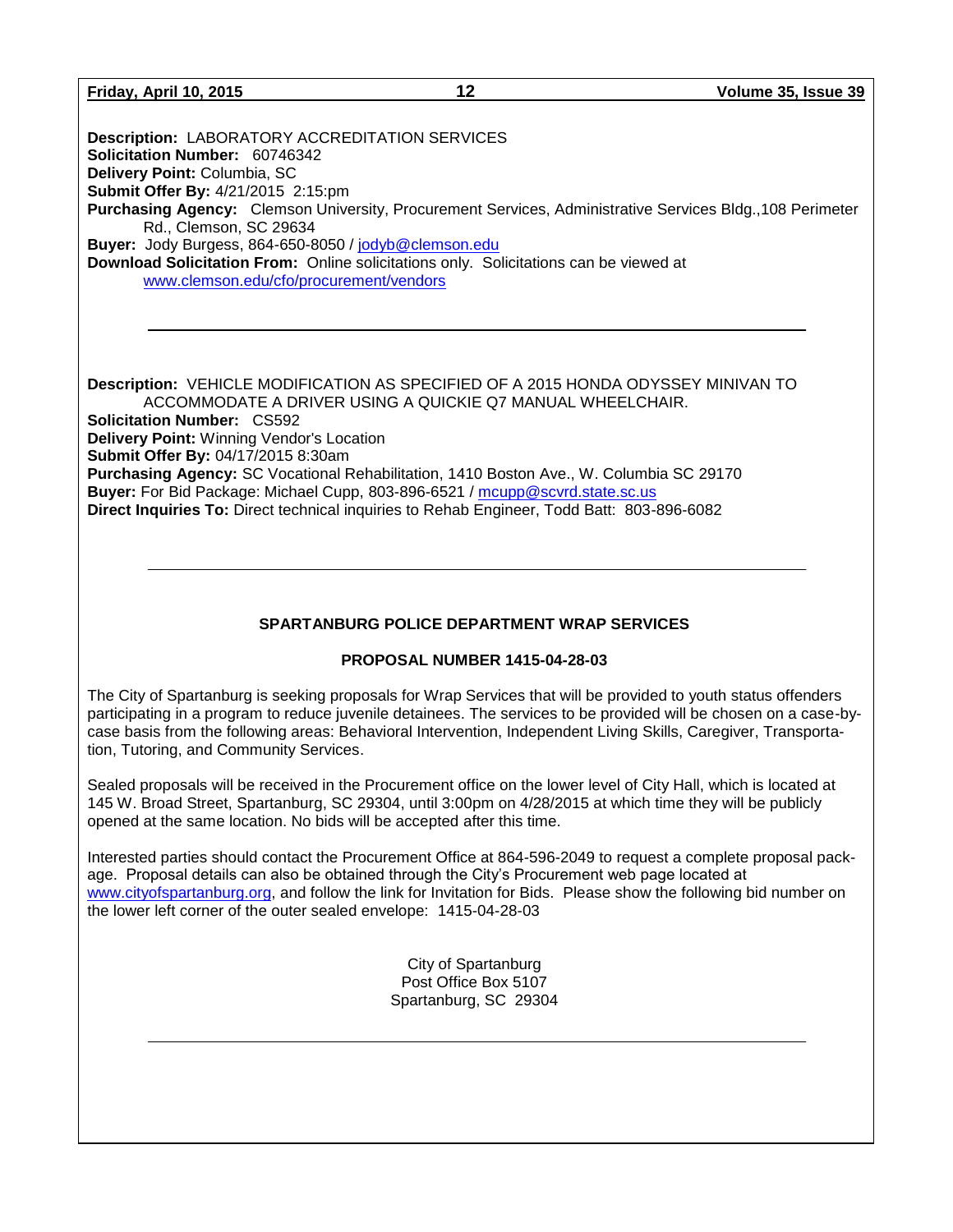**Description:** LABORATORY ACCREDITATION SERVICES
**Solicitation Number:** 60746342
**Delivery Point:** Columbia, SC
**Submit Offer By:** 4/21/2015 2:15:pm
**Purchasing Agency:** Clemson University, Procurement Services, Administrative Services Bldg.,108 Perimeter Rd., Clemson, SC 29634
**Buyer:** Jody Burgess, 864-650-8050 / jodyb@clemson.edu
**Download Solicitation From:** Online solicitations only. Solicitations can be viewed at www.clemson.edu/cfo/procurement/vendors

---

**Description:** VEHICLE MODIFICATION AS SPECIFIED OF A 2015 HONDA ODYSSEY MINIVAN TO ACCOMMODATE A DRIVER USING A QUICKIE Q7 MANUAL WHEELCHAIR.
**Solicitation Number:** CS592
**Delivery Point:** Winning Vendor's Location
**Submit Offer By:** 04/17/2015 8:30am
**Purchasing Agency:** SC Vocational Rehabilitation, 1410 Boston Ave., W. Columbia SC 29170
**Buyer:** For Bid Package: Michael Cupp, 803-896-6521 / mcupp@scvrd.state.sc.us
**Direct Inquiries To:** Direct technical inquiries to Rehab Engineer, Todd Batt: 803-896-6082

---

**SPARTANBURG POLICE DEPARTMENT WRAP SERVICES**

**PROPOSAL NUMBER 1415-04-28-03**

The City of Spartanburg is seeking proposals for Wrap Services that will be provided to youth status offenders participating in a program to reduce juvenile detainees. The services to be provided will be chosen on a case-by-case basis from the following areas: Behavioral Intervention, Independent Living Skills, Caregiver, Transportation, Tutoring, and Community Services.

Sealed proposals will be received in the Procurement office on the lower level of City Hall, which is located at 145 W. Broad Street, Spartanburg, SC 29304, until 3:00pm on 4/28/2015 at which time they will be publicly opened at the same location. No bids will be accepted after this time.

Interested parties should contact the Procurement Office at 864-596-2049 to request a complete proposal package. Proposal details can also be obtained through the City's Procurement web page located at www.cityofspartanburg.org, and follow the link for Invitation for Bids. Please show the following bid number on the lower left corner of the outer sealed envelope: 1415-04-28-03

City of Spartanburg
Post Office Box 5107
Spartanburg, SC 29304

---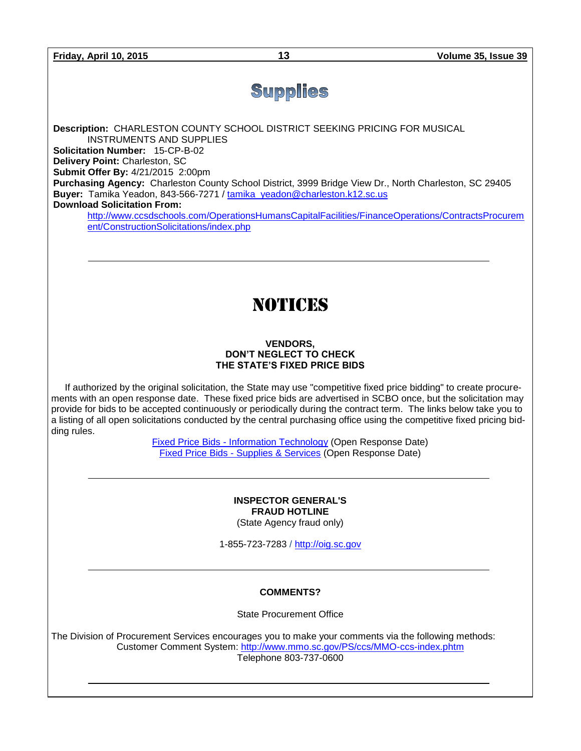# Supplies

**Description:** CHARLESTON COUNTY SCHOOL DISTRICT SEEKING PRICING FOR MUSICAL INSTRUMENTS AND SUPPLIES
**Solicitation Number:** 15-CP-B-02
**Delivery Point:** Charleston, SC
**Submit Offer By:** 4/21/2015 2:00pm
**Purchasing Agency:** Charleston County School District, 3999 Bridge View Dr., North Charleston, SC 29405
**Buyer:** Tamika Yeadon, 843-566-7271 / tamika_yeadon@charleston.k12.sc.us
**Download Solicitation From:**
http://www.ccsdschools.com/OperationsHumansCapitalFacilities/FinanceOperations/ContractsProcurement/ConstructionSolicitations/index.php

---

# NOTICES

**VENDORS,
DON'T NEGLECT TO CHECK
THE STATE'S FIXED PRICE BIDS**

If authorized by the original solicitation, the State may use "competitive fixed price bidding" to create procurements with an open response date. These fixed price bids are advertised in SCBO once, but the solicitation may provide for bids to be accepted continuously or periodically during the contract term. The links below take you to a listing of all open solicitations conducted by the central purchasing office using the competitive fixed pricing bidding rules.

Fixed Price Bids - Information Technology (Open Response Date)
Fixed Price Bids - Supplies & Services (Open Response Date)

---

**INSPECTOR GENERAL'S
FRAUD HOTLINE**
(State Agency fraud only)

1-855-723-7283 / http://oig.sc.gov

---

**COMMENTS?**

State Procurement Office

The Division of Procurement Services encourages you to make your comments via the following methods:
Customer Comment System: http://www.mmo.sc.gov/PS/ccs/MMO-ccs-index.phtm
Telephone 803-737-0600

---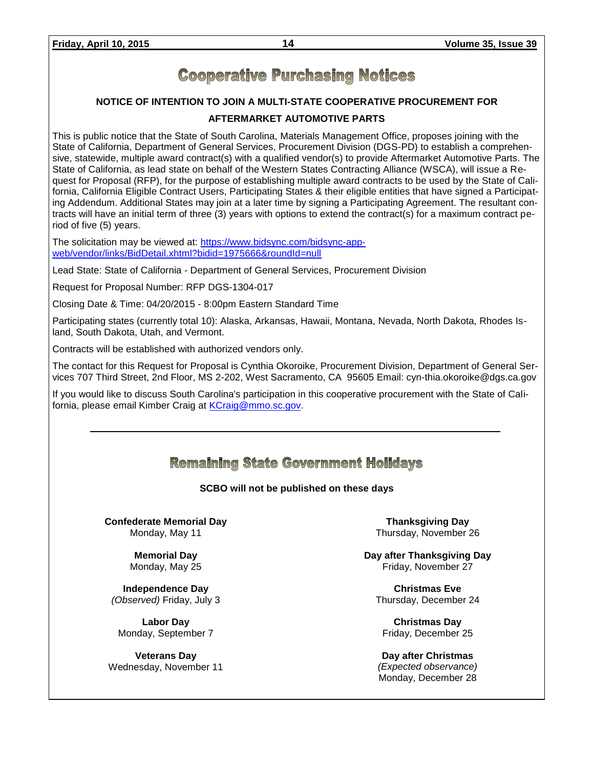# Cooperative Purchasing Notices

**NOTICE OF INTENTION TO JOIN A MULTI-STATE COOPERATIVE PROCUREMENT FOR**

**AFTERMARKET AUTOMOTIVE PARTS**

This is public notice that the State of South Carolina, Materials Management Office, proposes joining with the State of California, Department of General Services, Procurement Division (DGS-PD) to establish a comprehensive, statewide, multiple award contract(s) with a qualified vendor(s) to provide Aftermarket Automotive Parts. The State of California, as lead state on behalf of the Western States Contracting Alliance (WSCA), will issue a Request for Proposal (RFP), for the purpose of establishing multiple award contracts to be used by the State of California, California Eligible Contract Users, Participating States & their eligible entities that have signed a Participating Addendum. Additional States may join at a later time by signing a Participating Agreement. The resultant contracts will have an initial term of three (3) years with options to extend the contract(s) for a maximum contract period of five (5) years.

The solicitation may be viewed at: https://www.bidsync.com/bidsync-app-web/vendor/links/BidDetail.xhtml?bidid=1975666&roundId=null

Lead State: State of California - Department of General Services, Procurement Division

Request for Proposal Number: RFP DGS-1304-017

Closing Date & Time: 04/20/2015 - 8:00pm Eastern Standard Time

Participating states (currently total 10): Alaska, Arkansas, Hawaii, Montana, Nevada, North Dakota, Rhodes Island, South Dakota, Utah, and Vermont.

Contracts will be established with authorized vendors only.

The contact for this Request for Proposal is Cynthia Okoroike, Procurement Division, Department of General Services 707 Third Street, 2nd Floor, MS 2-202, West Sacramento, CA 95605 Email: cyn-thia.okoroike@dgs.ca.gov

If you would like to discuss South Carolina's participation in this cooperative procurement with the State of California, please email Kimber Craig at KCraig@mmo.sc.gov.

---

# Remaining State Government Holidays

**SCBO will not be published on these days**

**Confederate Memorial Day**
Monday, May 11

**Memorial Day**
Monday, May 25

**Independence Day**
*(Observed)* Friday, July 3

**Labor Day**
Monday, September 7

**Veterans Day**
Wednesday, November 11

**Thanksgiving Day**
Thursday, November 26

**Day after Thanksgiving Day**
Friday, November 27

**Christmas Eve**
Thursday, December 24

**Christmas Day**
Friday, December 25

**Day after Christmas**
*(Expected observance)*
Monday, December 28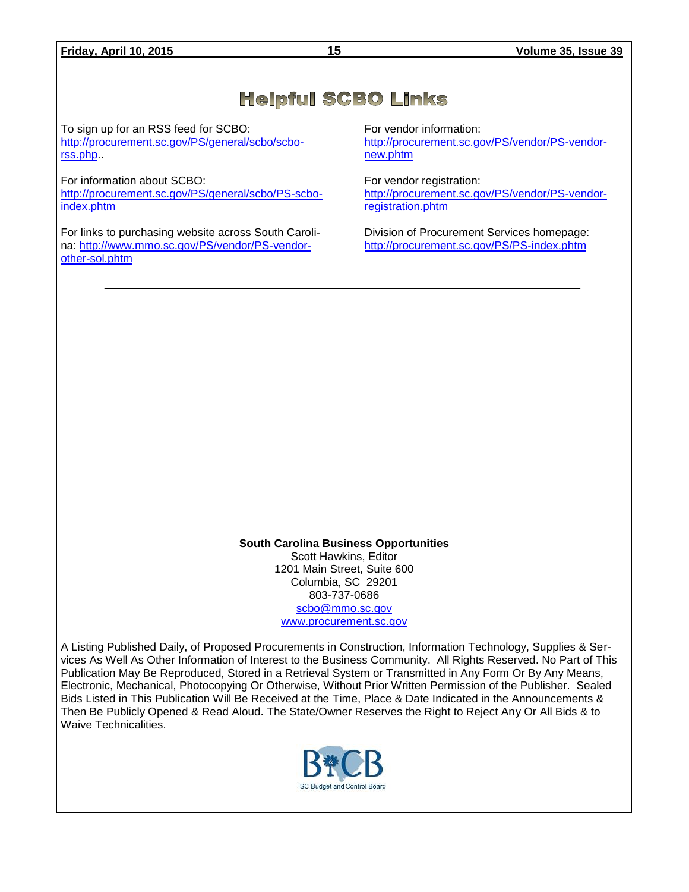# Helpful SCBO Links

To sign up for an RSS feed for SCBO: http://procurement.sc.gov/PS/general/scbo/scbo-rss.php..

For information about SCBO: http://procurement.sc.gov/PS/general/scbo/PS-scbo-index.phtm

For links to purchasing website across South Carolina: http://www.mmo.sc.gov/PS/vendor/PS-vendor-other-sol.phtm

For vendor information: http://procurement.sc.gov/PS/vendor/PS-vendor-new.phtm

For vendor registration: http://procurement.sc.gov/PS/vendor/PS-vendor-registration.phtm

Division of Procurement Services homepage: http://procurement.sc.gov/PS/PS-index.phtm

---

**South Carolina Business Opportunities**
Scott Hawkins, Editor
1201 Main Street, Suite 600
Columbia, SC 29201
803-737-0686
scbo@mmo.sc.gov
www.procurement.sc.gov

A Listing Published Daily, of Proposed Procurements in Construction, Information Technology, Supplies & Services As Well As Other Information of Interest to the Business Community. All Rights Reserved. No Part of This Publication May Be Reproduced, Stored in a Retrieval System or Transmitted in Any Form Or By Any Means, Electronic, Mechanical, Photocopying Or Otherwise, Without Prior Written Permission of the Publisher. Sealed Bids Listed in This Publication Will Be Received at the Time, Place & Date Indicated in the Announcements & Then Be Publicly Opened & Read Aloud. The State/Owner Reserves the Right to Reject Any Or All Bids & to Waive Technicalities.

SC Budget and Control Board